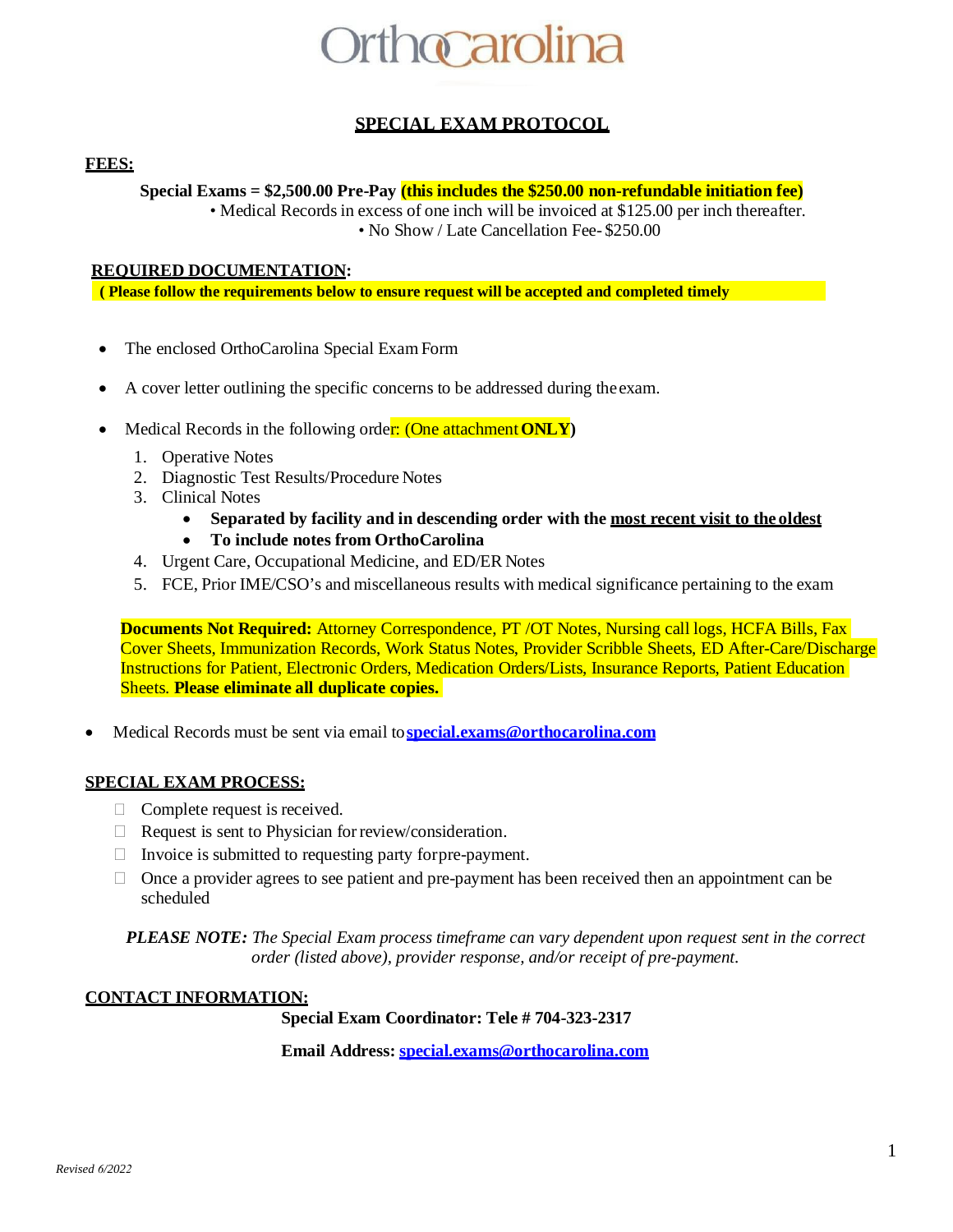OrthoCarolina

# SPECIAL EXAM PROTOCOL

## FEES:

**Special Exams = $2,500.00 Pre-Pay (this includes the $250.00 non-refundable initiation fee)**

• Medical Records in excess of one inch will be invoiced at $125.00 per inch thereafter.

• No Show / Late Cancellation Fee- $250.00

## REQUIRED DOCUMENTATION:

**( Please follow the requirements below to ensure request will be accepted and completed timely**

- The enclosed OrthoCarolina Special Exam Form
- A cover letter outlining the specific concerns to be addressed during the exam.
- Medical Records in the following order: (One attachment **ONLY**)
  1. Operative Notes
  2. Diagnostic Test Results/Procedure Notes
  3. Clinical Notes
     - **Separated by facility and in descending order with the most recent visit to the oldest**
     - **To include notes from OrthoCarolina**
  4. Urgent Care, Occupational Medicine, and ED/ER Notes
  5. FCE, Prior IME/CSO's and miscellaneous results with medical significance pertaining to the exam

**Documents Not Required:** Attorney Correspondence, PT /OT Notes, Nursing call logs, HCFA Bills, Fax Cover Sheets, Immunization Records, Work Status Notes, Provider Scribble Sheets, ED After-Care/Discharge Instructions for Patient, Electronic Orders, Medication Orders/Lists, Insurance Reports, Patient Education Sheets. **Please eliminate all duplicate copies.**

- Medical Records must be sent via email to **special.exams@orthocarolina.com**

## SPECIAL EXAM PROCESS:

- Complete request is received.
- Request is sent to Physician for review/consideration.
- Invoice is submitted to requesting party for pre-payment.
- Once a provider agrees to see patient and pre-payment has been received then an appointment can be scheduled

***PLEASE NOTE:*** *The Special Exam process timeframe can vary dependent upon request sent in the correct order (listed above), provider response, and/or receipt of pre-payment.*

## CONTACT INFORMATION:

**Special Exam Coordinator: Tele # 704-323-2317**

**Email Address: special.exams@orthocarolina.com**

*Revised 6/2022*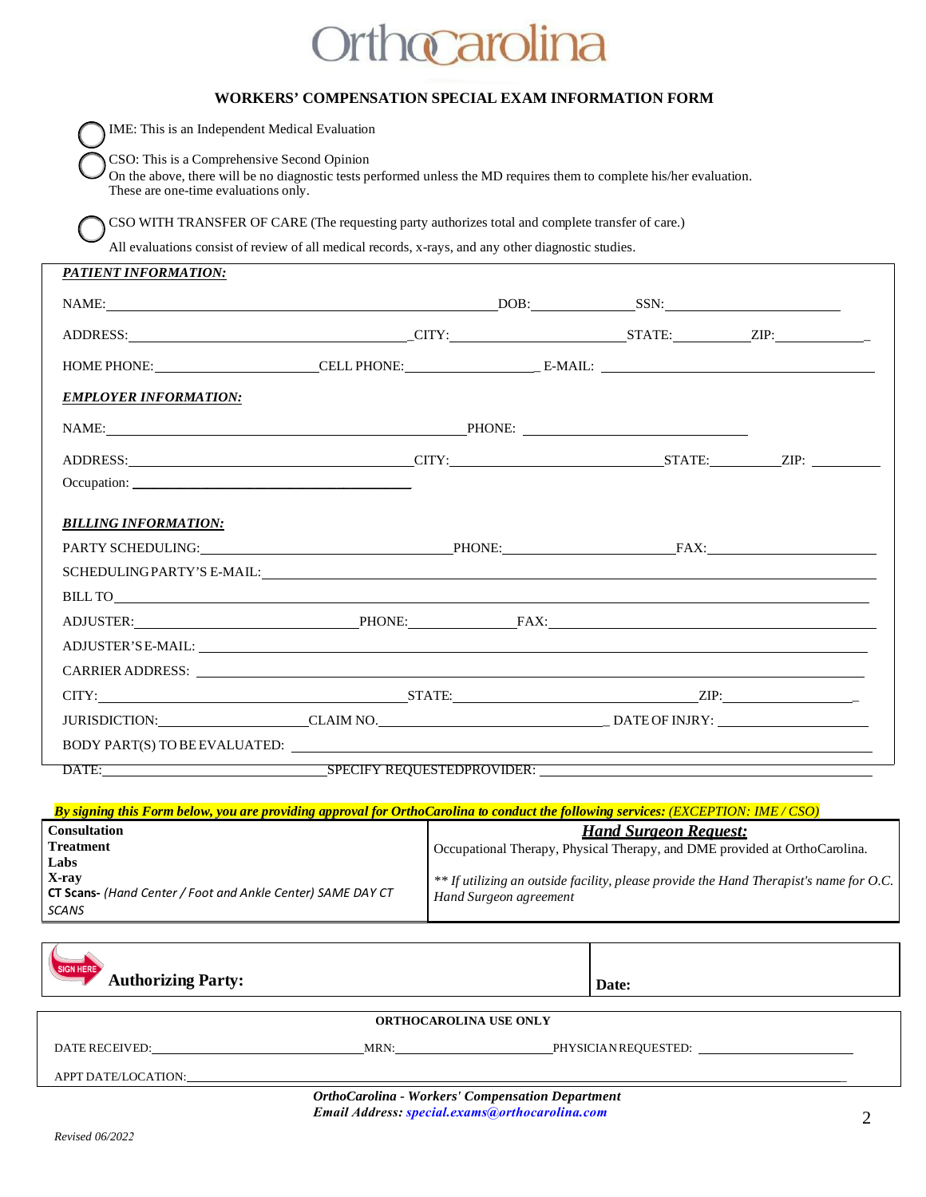OrthoCarolina

**WORKERS' COMPENSATION SPECIAL EXAM INFORMATION FORM**

◯ IME: This is an Independent Medical Evaluation

◯ CSO: This is a Comprehensive Second Opinion
On the above, there will be no diagnostic tests performed unless the MD requires them to complete his/her evaluation. These are one-time evaluations only.

◯ CSO WITH TRANSFER OF CARE (The requesting party authorizes total and complete transfer of care.)
All evaluations consist of review of all medical records, x-rays, and any other diagnostic studies.

***PATIENT INFORMATION:***

NAME: ____________________ DOB: __________ SSN: __________

ADDRESS: ____________________ CITY: __________ STATE: __________ ZIP: __________

HOME PHONE: __________ CELL PHONE: __________ E-MAIL: __________

***EMPLOYER INFORMATION:***

NAME: ____________________ PHONE: __________

ADDRESS: ____________________ CITY: __________ STATE: __________ ZIP: __________

Occupation: ____________________

***BILLING INFORMATION:***

PARTY SCHEDULING: __________ PHONE: __________ FAX: __________

SCHEDULING PARTY'S E-MAIL: ____________________

BILL TO ____________________

ADJUSTER: __________ PHONE: __________ FAX: __________

ADJUSTER'S E-MAIL: ____________________

CARRIER ADDRESS: ____________________

CITY: __________ STATE: __________ ZIP: __________

JURISDICTION: __________ CLAIM NO. __________ DATE OF INJRY: __________

BODY PART(S) TO BE EVALUATED: ____________________

DATE: __________ SPECIFY REQUESTEDPROVIDER: __________

***By signing this Form below, you are providing approval for OrthoCarolina to conduct the following services:** (EXCEPTION: IME / CSO)*

| **Consultation**<br>**Treatment**<br>**Labs**<br>**X-ray**<br>**CT Scans-** *(Hand Center / Foot and Ankle Center) SAME DAY CT SCANS* | ***Hand Surgeon Request:***<br>Occupational Therapy, Physical Therapy, and DME provided at OrthoCarolina.<br><br>*\*\* If utilizing an outside facility, please provide the Hand Therapist's name for O.C. Hand Surgeon agreement* |
|---|---|

| SIGN HERE **Authorizing Party:** | **Date:** |
|---|---|

**ORTHOCAROLINA USE ONLY**

DATE RECEIVED: __________ MRN: __________ PHYSICIAN REQUESTED: __________

APPT DATE/LOCATION: ____________________

***OrthoCarolina - Workers' Compensation Department***
***Email Address: special.exams@orthocarolina.com***

*Revised 06/2022*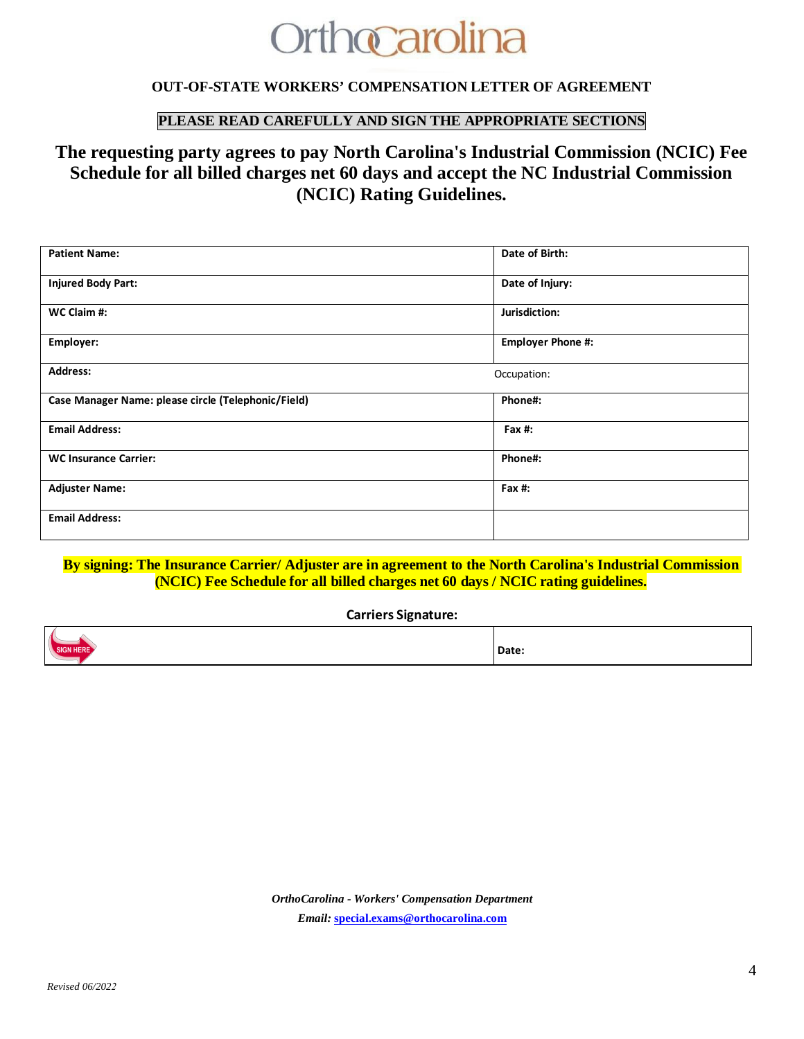OrthoCarolina

**OUT-OF-STATE WORKERS' COMPENSATION LETTER OF AGREEMENT**

**PLEASE READ CAREFULLY AND SIGN THE APPROPRIATE SECTIONS**

## The requesting party agrees to pay North Carolina's Industrial Commission (NCIC) Fee Schedule for all billed charges net 60 days and accept the NC Industrial Commission (NCIC) Rating Guidelines.

| | |
|---|---|
| **Patient Name:** | **Date of Birth:** |
| **Injured Body Part:** | **Date of Injury:** |
| **WC Claim #:** | **Jurisdiction:** |
| **Employer:** | **Employer Phone #:** |
| **Address:** | Occupation: |
| **Case Manager Name: please circle (Telephonic/Field)** | **Phone#:** |
| **Email Address:** | **Fax #:** |
| **WC Insurance Carrier:** | **Phone#:** |
| **Adjuster Name:** | **Fax #:** |
| **Email Address:** | |

**By signing: The Insurance Carrier/ Adjuster are in agreement to the North Carolina's Industrial Commission (NCIC) Fee Schedule for all billed charges net 60 days / NCIC rating guidelines.**

**Carriers Signature:**

| | |
|---|---|
| SIGN HERE | **Date:** |

*OrthoCarolina - Workers' Compensation Department*

*Email:* special.exams@orthocarolina.com

*Revised 06/2022*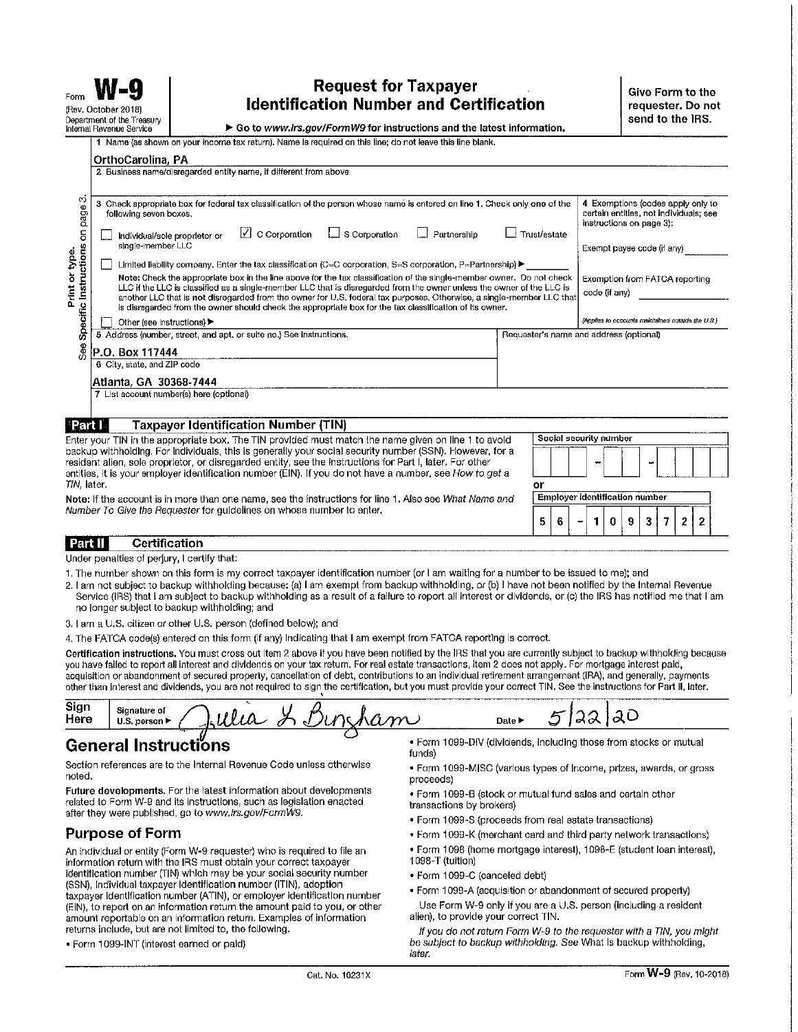Form **W-9** (Rev. October 2018) Department of the Treasury Internal Revenue Service

# Request for Taxpayer Identification Number and Certification

▶ Go to *www.irs.gov/FormW9* for instructions and the latest information.

**Give Form to the requester. Do not send to the IRS.**

Print or type. See Specific Instructions on page 3.

1 Name (as shown on your income tax return). Name is required on this line; do not leave this line blank.

OrthoCarolina, PA

2 Business name/disregarded entity name, if different from above

3 Check appropriate box for federal tax classification of the person whose name is entered on line 1. Check only one of the following seven boxes.

- ☐ Individual/sole proprietor or single-member LLC
- ☑ C Corporation
- ☐ S Corporation
- ☐ Partnership
- ☐ Trust/estate
- ☐ Limited liability company. Enter the tax classification (C=C corporation, S=S corporation, P=Partnership) ▶

**Note:** Check the appropriate box in the line above for the tax classification of the single-member owner. Do not check LLC if the LLC is classified as a single-member LLC that is disregarded from the owner unless the owner of the LLC is another LLC that is **not** disregarded from the owner for U.S. federal tax purposes. Otherwise, a single-member LLC that is disregarded from the owner should check the appropriate box for the tax classification of its owner.

- ☐ Other (see instructions) ▶

4 Exemptions (codes apply only to certain entities, not individuals; see instructions on page 3):

Exempt payee code (if any)

Exemption from FATCA reporting code (if any)

*(Applies to accounts maintained outside the U.S.)*

5 Address (number, street, and apt. or suite no.) See instructions.

P.O. Box 117444

Requester's name and address (optional)

6 City, state, and ZIP code

Atlanta, GA 30368-7444

7 List account number(s) here (optional)

## Part I Taxpayer Identification Number (TIN)

Enter your TIN in the appropriate box. The TIN provided must match the name given on line 1 to avoid backup withholding. For individuals, this is generally your social security number (SSN). However, for a resident alien, sole proprietor, or disregarded entity, see the instructions for Part I, later. For other entities, it is your employer identification number (EIN). If you do not have a number, see *How to get a TIN,* later.

**Note:** If the account is in more than one name, see the instructions for line 1. Also see *What Name and Number To Give the Requester* for guidelines on whose number to enter.

Social security number

– –

or

Employer identification number

56 – 1093722

## Part II Certification

Under penalties of perjury, I certify that:

1. The number shown on this form is my correct taxpayer identification number (or I am waiting for a number to be issued to me); and
2. I am not subject to backup withholding because: (a) I am exempt from backup withholding, or (b) I have not been notified by the Internal Revenue Service (IRS) that I am subject to backup withholding as a result of a failure to report all interest or dividends, or (c) the IRS has notified me that I am no longer subject to backup withholding; and
3. I am a U.S. citizen or other U.S. person (defined below); and
4. The FATCA code(s) entered on this form (if any) indicating that I am exempt from FATCA reporting is correct.

**Certification instructions.** You must cross out item 2 above if you have been notified by the IRS that you are currently subject to backup withholding because you have failed to report all interest and dividends on your tax return. For real estate transactions, item 2 does not apply. For mortgage interest paid, acquisition or abandonment of secured property, cancellation of debt, contributions to an individual retirement arrangement (IRA), and generally, payments other than interest and dividends, you are not required to sign the certification, but you must provide your correct TIN. See the instructions for Part II, later.

**Sign Here** Signature of U.S. person ▶ Julia L Bingham Date ▶ 5/22/20

## General Instructions

Section references are to the Internal Revenue Code unless otherwise noted.

**Future developments.** For the latest information about developments related to Form W-9 and its instructions, such as legislation enacted after they were published, go to *www.irs.gov/FormW9.*

## Purpose of Form

An individual or entity (Form W-9 requester) who is required to file an information return with the IRS must obtain your correct taxpayer identification number (TIN) which may be your social security number (SSN), individual taxpayer identification number (ITIN), adoption taxpayer identification number (ATIN), or employer identification number (EIN), to report on an information return the amount paid to you, or other amount reportable on an information return. Examples of information returns include, but are not limited to, the following.

- Form 1099-INT (interest earned or paid)
- Form 1099-DIV (dividends, including those from stocks or mutual funds)
- Form 1099-MISC (various types of income, prizes, awards, or gross proceeds)
- Form 1099-B (stock or mutual fund sales and certain other transactions by brokers)
- Form 1099-S (proceeds from real estate transactions)
- Form 1099-K (merchant card and third party network transactions)
- Form 1098 (home mortgage interest), 1098-E (student loan interest), 1098-T (tuition)
- Form 1099-C (canceled debt)
- Form 1099-A (acquisition or abandonment of secured property)

Use Form W-9 only if you are a U.S. person (including a resident alien), to provide your correct TIN.

*If you do not return Form W-9 to the requester with a TIN, you might be subject to backup withholding. See* What is backup withholding, *later.*

Cat. No. 10231X Form **W-9** (Rev. 10-2018)